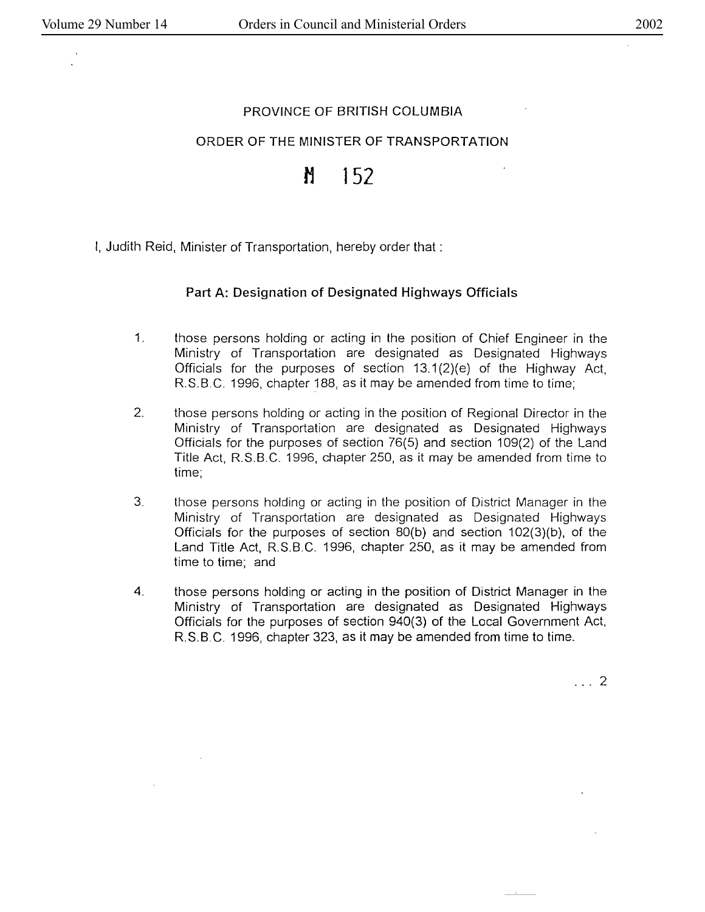PROVINCE OF BRITISH COLUMBIA

ORDER OF THE MINISTER OF TRANSPORTATION

M 152

I, Judith Reid, Minister of Transportation, hereby order that :

## Part A: Designation of Designated Highways Officials

1. those persons holding or acting in the position of Chief Engineer in the Ministry of Transportation are designated as Designated Highways Officials for the purposes of section 13.1(2)(e) of the Highway Act, R.S.B.C. 1996, chapter 188, as it may be amended from time to time;

2. those persons holding or acting in the position of Regional Director in the Ministry of Transportation are designated as Designated Highways Officials for the purposes of section 76(5) and section 109(2) of the Land Title Act, R.S.B.C. 1996, chapter 250, as it may be amended from time to time;

3. those persons holding or acting in the position of District Manager in the Ministry of Transportation are designated as Designated Highways Officials for the purposes of section 80(b) and section 102(3)(b), of the Land Title Act, R.S.B.C. 1996, chapter 250, as it may be amended from time to time; and

4. those persons holding or acting in the position of District Manager in the Ministry of Transportation are designated as Designated Highways Officials for the purposes of section 940(3) of the Local Government Act, R.S.B.C. 1996, chapter 323, as it may be amended from time to time.

. . . 2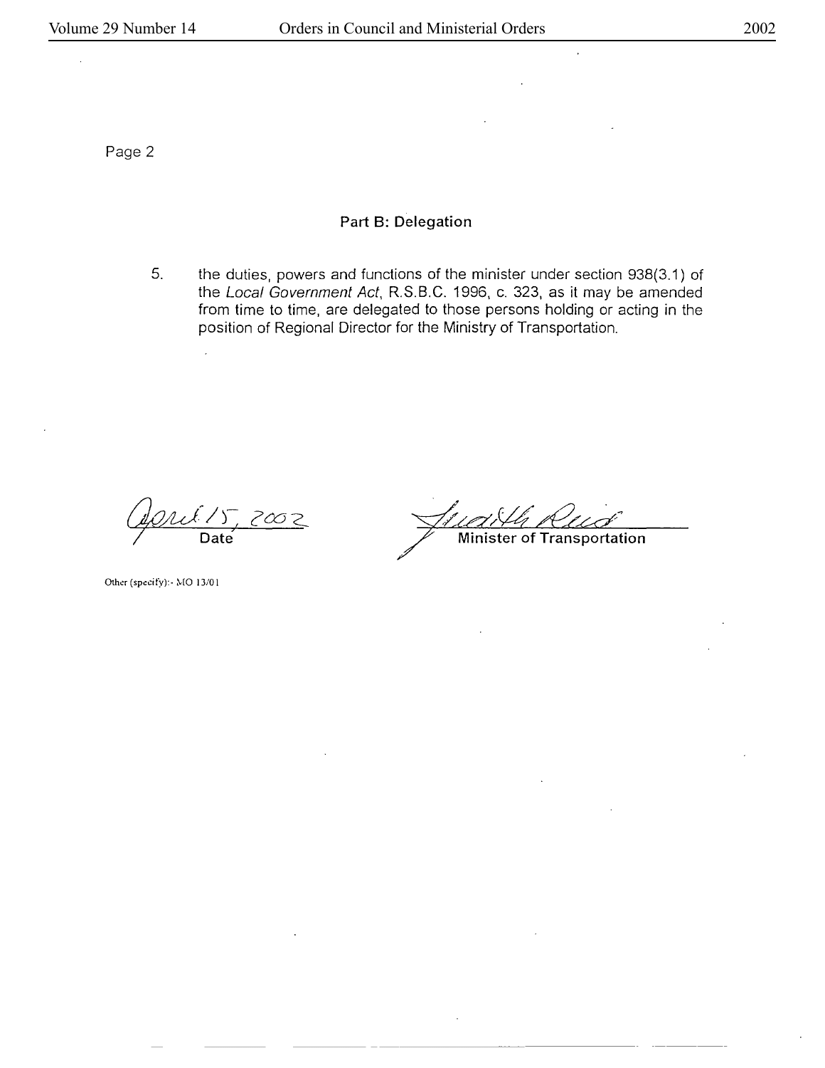Page 2

## Part B: Delegation

5. the duties, powers and functions of the minister under section 938(3.1) of the *Local Government Act*, R.S.B.C. 1996, c. 323, as it may be amended from time to time, are delegated to those persons holding or acting in the position of Regional Director for the Ministry of Transportation.

April 15, 2002
Date

Minister of Transportation

Other (specify):- MO 13/01